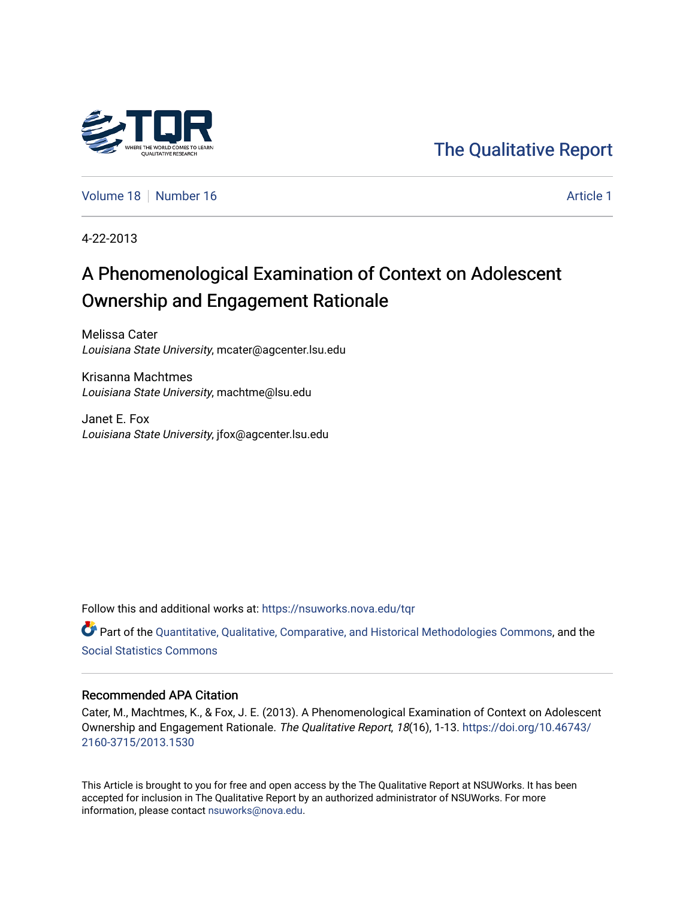The Qualitative Report

Volume 18 | Number 16 | Article 1

4-22-2013

# A Phenomenological Examination of Context on Adolescent Ownership and Engagement Rationale

Melissa Cater
*Louisiana State University*, mcater@agcenter.lsu.edu

Krisanna Machtmes
*Louisiana State University*, machtme@lsu.edu

Janet E. Fox
*Louisiana State University*, jfox@agcenter.lsu.edu

Follow this and additional works at: https://nsuworks.nova.edu/tqr

Part of the Quantitative, Qualitative, Comparative, and Historical Methodologies Commons, and the Social Statistics Commons

## Recommended APA Citation

Cater, M., Machtmes, K., & Fox, J. E. (2013). A Phenomenological Examination of Context on Adolescent Ownership and Engagement Rationale. *The Qualitative Report*, *18*(16), 1-13. https://doi.org/10.46743/2160-3715/2013.1530

This Article is brought to you for free and open access by the The Qualitative Report at NSUWorks. It has been accepted for inclusion in The Qualitative Report by an authorized administrator of NSUWorks. For more information, please contact nsuworks@nova.edu.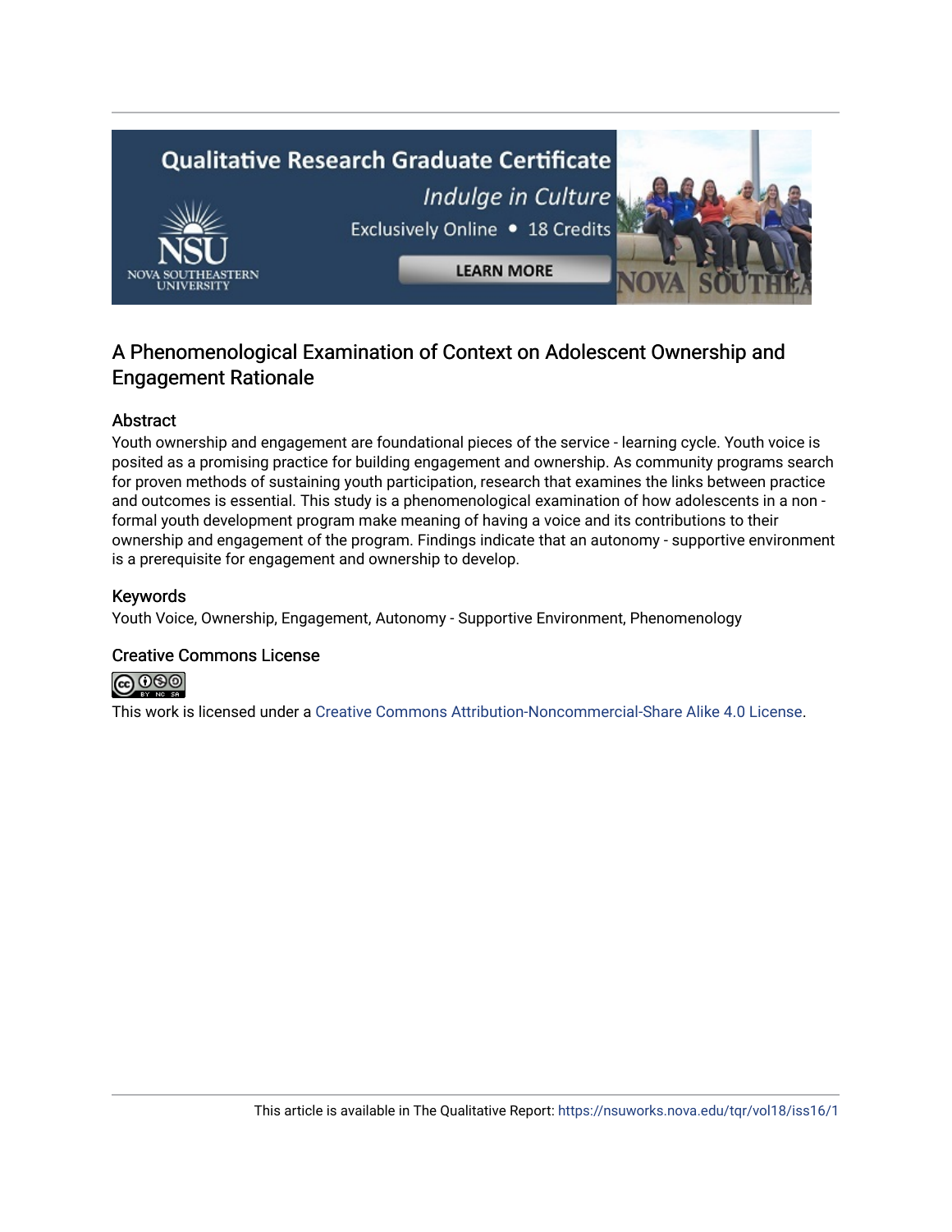# A Phenomenological Examination of Context on Adolescent Ownership and Engagement Rationale

## Abstract

Youth ownership and engagement are foundational pieces of the service - learning cycle. Youth voice is posited as a promising practice for building engagement and ownership. As community programs search for proven methods of sustaining youth participation, research that examines the links between practice and outcomes is essential. This study is a phenomenological examination of how adolescents in a non - formal youth development program make meaning of having a voice and its contributions to their ownership and engagement of the program. Findings indicate that an autonomy - supportive environment is a prerequisite for engagement and ownership to develop.

## Keywords

Youth Voice, Ownership, Engagement, Autonomy - Supportive Environment, Phenomenology

## Creative Commons License

This work is licensed under a Creative Commons Attribution-Noncommercial-Share Alike 4.0 License.

This article is available in The Qualitative Report: https://nsuworks.nova.edu/tqr/vol18/iss16/1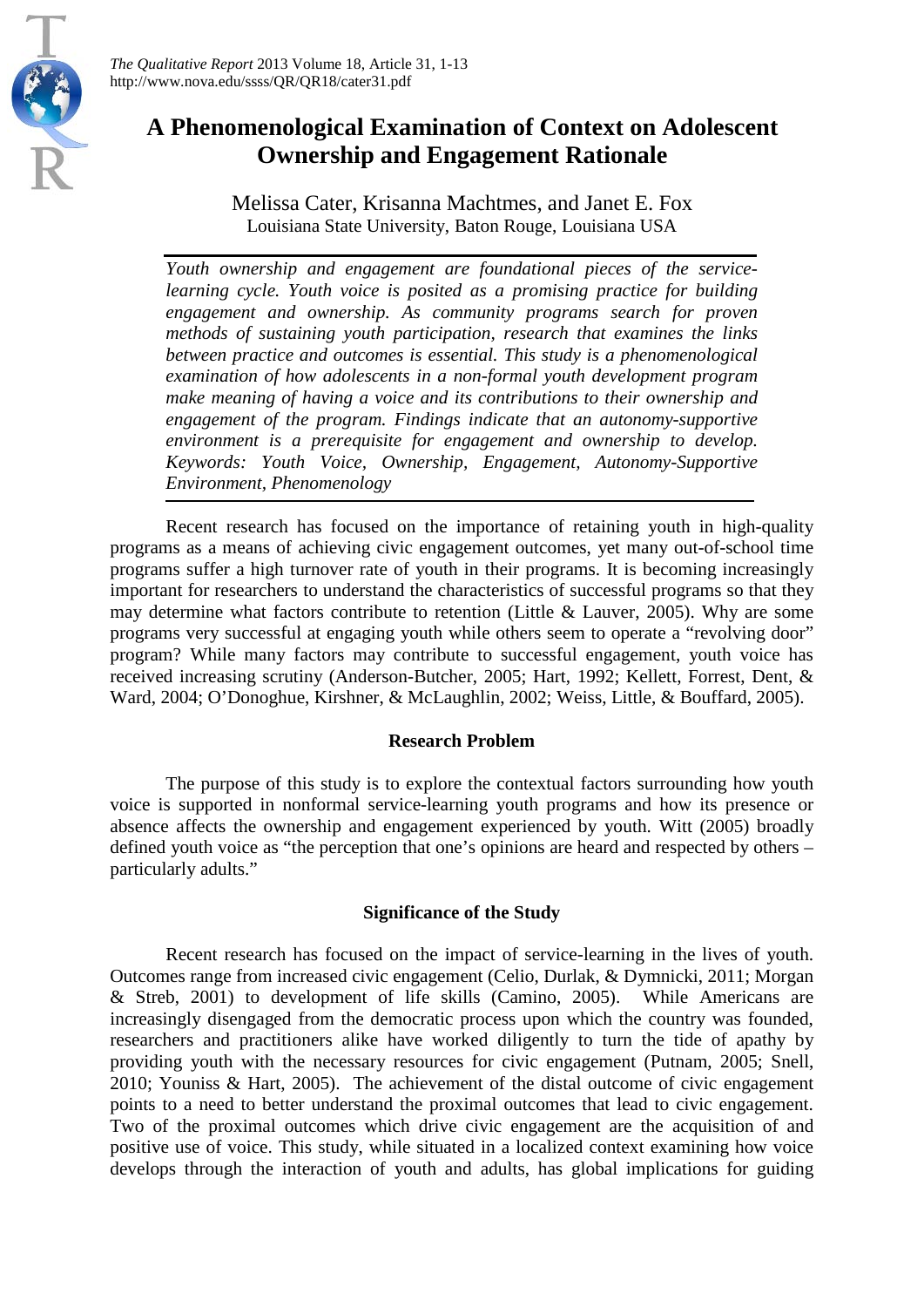# A Phenomenological Examination of Context on Adolescent Ownership and Engagement Rationale

Melissa Cater, Krisanna Machtmes, and Janet E. Fox
Louisiana State University, Baton Rouge, Louisiana USA

*Youth ownership and engagement are foundational pieces of the service-learning cycle. Youth voice is posited as a promising practice for building engagement and ownership. As community programs search for proven methods of sustaining youth participation, research that examines the links between practice and outcomes is essential. This study is a phenomenological examination of how adolescents in a non-formal youth development program make meaning of having a voice and its contributions to their ownership and engagement of the program. Findings indicate that an autonomy-supportive environment is a prerequisite for engagement and ownership to develop. Keywords: Youth Voice, Ownership, Engagement, Autonomy-Supportive Environment, Phenomenology*

Recent research has focused on the importance of retaining youth in high-quality programs as a means of achieving civic engagement outcomes, yet many out-of-school time programs suffer a high turnover rate of youth in their programs. It is becoming increasingly important for researchers to understand the characteristics of successful programs so that they may determine what factors contribute to retention (Little & Lauver, 2005). Why are some programs very successful at engaging youth while others seem to operate a "revolving door" program? While many factors may contribute to successful engagement, youth voice has received increasing scrutiny (Anderson-Butcher, 2005; Hart, 1992; Kellett, Forrest, Dent, & Ward, 2004; O'Donoghue, Kirshner, & McLaughlin, 2002; Weiss, Little, & Bouffard, 2005).

## Research Problem

The purpose of this study is to explore the contextual factors surrounding how youth voice is supported in nonformal service-learning youth programs and how its presence or absence affects the ownership and engagement experienced by youth. Witt (2005) broadly defined youth voice as "the perception that one's opinions are heard and respected by others – particularly adults."

## Significance of the Study

Recent research has focused on the impact of service-learning in the lives of youth. Outcomes range from increased civic engagement (Celio, Durlak, & Dymnicki, 2011; Morgan & Streb, 2001) to development of life skills (Camino, 2005). While Americans are increasingly disengaged from the democratic process upon which the country was founded, researchers and practitioners alike have worked diligently to turn the tide of apathy by providing youth with the necessary resources for civic engagement (Putnam, 2005; Snell, 2010; Youniss & Hart, 2005). The achievement of the distal outcome of civic engagement points to a need to better understand the proximal outcomes that lead to civic engagement. Two of the proximal outcomes which drive civic engagement are the acquisition of and positive use of voice. This study, while situated in a localized context examining how voice develops through the interaction of youth and adults, has global implications for guiding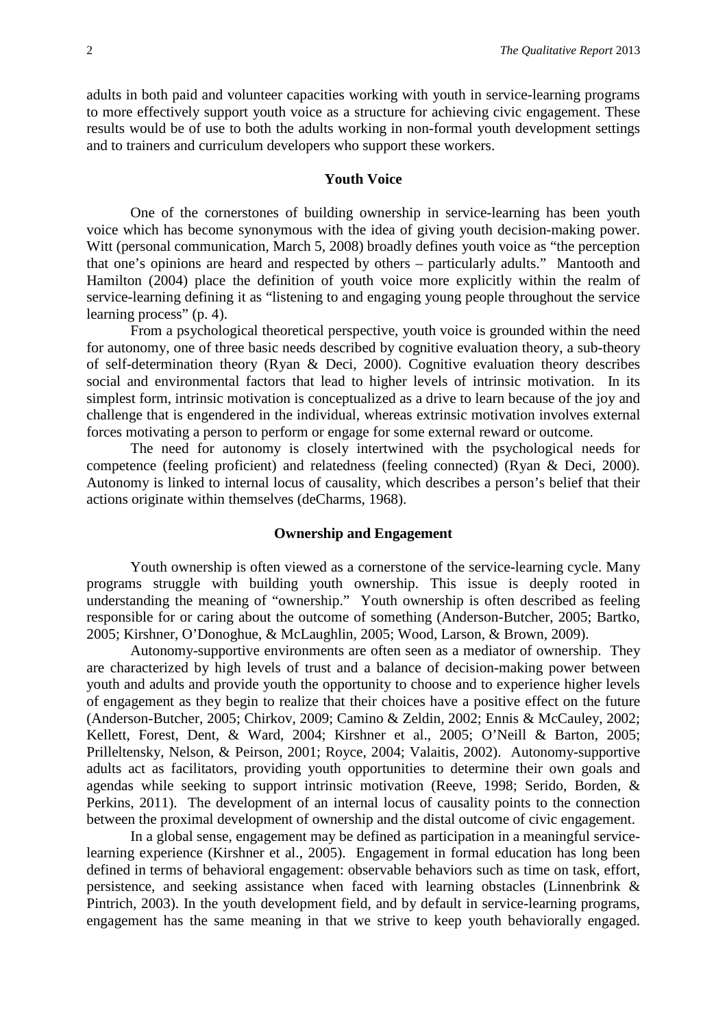adults in both paid and volunteer capacities working with youth in service-learning programs to more effectively support youth voice as a structure for achieving civic engagement. These results would be of use to both the adults working in non-formal youth development settings and to trainers and curriculum developers who support these workers.

## Youth Voice

One of the cornerstones of building ownership in service-learning has been youth voice which has become synonymous with the idea of giving youth decision-making power. Witt (personal communication, March 5, 2008) broadly defines youth voice as "the perception that one's opinions are heard and respected by others – particularly adults." Mantooth and Hamilton (2004) place the definition of youth voice more explicitly within the realm of service-learning defining it as "listening to and engaging young people throughout the service learning process" (p. 4).

From a psychological theoretical perspective, youth voice is grounded within the need for autonomy, one of three basic needs described by cognitive evaluation theory, a sub-theory of self-determination theory (Ryan & Deci, 2000). Cognitive evaluation theory describes social and environmental factors that lead to higher levels of intrinsic motivation. In its simplest form, intrinsic motivation is conceptualized as a drive to learn because of the joy and challenge that is engendered in the individual, whereas extrinsic motivation involves external forces motivating a person to perform or engage for some external reward or outcome.

The need for autonomy is closely intertwined with the psychological needs for competence (feeling proficient) and relatedness (feeling connected) (Ryan & Deci, 2000). Autonomy is linked to internal locus of causality, which describes a person's belief that their actions originate within themselves (deCharms, 1968).

## Ownership and Engagement

Youth ownership is often viewed as a cornerstone of the service-learning cycle. Many programs struggle with building youth ownership. This issue is deeply rooted in understanding the meaning of "ownership." Youth ownership is often described as feeling responsible for or caring about the outcome of something (Anderson-Butcher, 2005; Bartko, 2005; Kirshner, O'Donoghue, & McLaughlin, 2005; Wood, Larson, & Brown, 2009).

Autonomy-supportive environments are often seen as a mediator of ownership. They are characterized by high levels of trust and a balance of decision-making power between youth and adults and provide youth the opportunity to choose and to experience higher levels of engagement as they begin to realize that their choices have a positive effect on the future (Anderson-Butcher, 2005; Chirkov, 2009; Camino & Zeldin, 2002; Ennis & McCauley, 2002; Kellett, Forest, Dent, & Ward, 2004; Kirshner et al., 2005; O'Neill & Barton, 2005; Prilleltensky, Nelson, & Peirson, 2001; Royce, 2004; Valaitis, 2002). Autonomy-supportive adults act as facilitators, providing youth opportunities to determine their own goals and agendas while seeking to support intrinsic motivation (Reeve, 1998; Serido, Borden, & Perkins, 2011). The development of an internal locus of causality points to the connection between the proximal development of ownership and the distal outcome of civic engagement.

In a global sense, engagement may be defined as participation in a meaningful service-learning experience (Kirshner et al., 2005). Engagement in formal education has long been defined in terms of behavioral engagement: observable behaviors such as time on task, effort, persistence, and seeking assistance when faced with learning obstacles (Linnenbrink & Pintrich, 2003). In the youth development field, and by default in service-learning programs, engagement has the same meaning in that we strive to keep youth behaviorally engaged.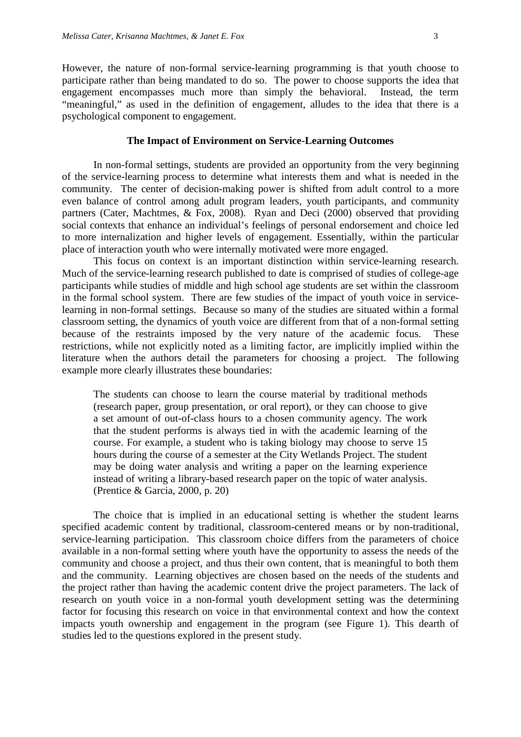However, the nature of non-formal service-learning programming is that youth choose to participate rather than being mandated to do so. The power to choose supports the idea that engagement encompasses much more than simply the behavioral. Instead, the term "meaningful," as used in the definition of engagement, alludes to the idea that there is a psychological component to engagement.

### The Impact of Environment on Service-Learning Outcomes

In non-formal settings, students are provided an opportunity from the very beginning of the service-learning process to determine what interests them and what is needed in the community. The center of decision-making power is shifted from adult control to a more even balance of control among adult program leaders, youth participants, and community partners (Cater, Machtmes, & Fox, 2008). Ryan and Deci (2000) observed that providing social contexts that enhance an individual's feelings of personal endorsement and choice led to more internalization and higher levels of engagement. Essentially, within the particular place of interaction youth who were internally motivated were more engaged.

This focus on context is an important distinction within service-learning research. Much of the service-learning research published to date is comprised of studies of college-age participants while studies of middle and high school age students are set within the classroom in the formal school system. There are few studies of the impact of youth voice in service-learning in non-formal settings. Because so many of the studies are situated within a formal classroom setting, the dynamics of youth voice are different from that of a non-formal setting because of the restraints imposed by the very nature of the academic focus. These restrictions, while not explicitly noted as a limiting factor, are implicitly implied within the literature when the authors detail the parameters for choosing a project. The following example more clearly illustrates these boundaries:

> The students can choose to learn the course material by traditional methods (research paper, group presentation, or oral report), or they can choose to give a set amount of out-of-class hours to a chosen community agency. The work that the student performs is always tied in with the academic learning of the course. For example, a student who is taking biology may choose to serve 15 hours during the course of a semester at the City Wetlands Project. The student may be doing water analysis and writing a paper on the learning experience instead of writing a library-based research paper on the topic of water analysis. (Prentice & Garcia, 2000, p. 20)

The choice that is implied in an educational setting is whether the student learns specified academic content by traditional, classroom-centered means or by non-traditional, service-learning participation. This classroom choice differs from the parameters of choice available in a non-formal setting where youth have the opportunity to assess the needs of the community and choose a project, and thus their own content, that is meaningful to both them and the community. Learning objectives are chosen based on the needs of the students and the project rather than having the academic content drive the project parameters. The lack of research on youth voice in a non-formal youth development setting was the determining factor for focusing this research on voice in that environmental context and how the context impacts youth ownership and engagement in the program (see Figure 1). This dearth of studies led to the questions explored in the present study.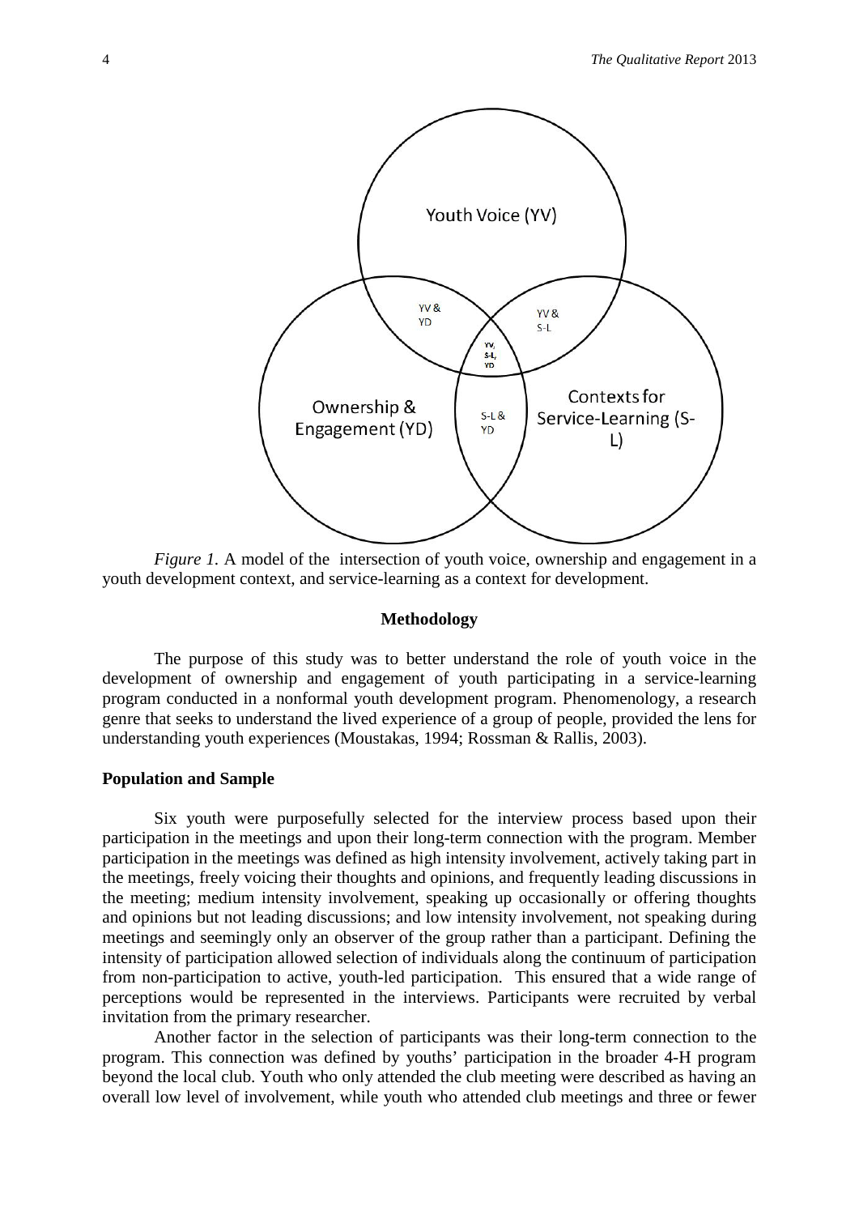*Figure 1.* A model of the intersection of youth voice, ownership and engagement in a youth development context, and service-learning as a context for development.

## Methodology

The purpose of this study was to better understand the role of youth voice in the development of ownership and engagement of youth participating in a service-learning program conducted in a nonformal youth development program. Phenomenology, a research genre that seeks to understand the lived experience of a group of people, provided the lens for understanding youth experiences (Moustakas, 1994; Rossman & Rallis, 2003).

### Population and Sample

Six youth were purposefully selected for the interview process based upon their participation in the meetings and upon their long-term connection with the program. Member participation in the meetings was defined as high intensity involvement, actively taking part in the meetings, freely voicing their thoughts and opinions, and frequently leading discussions in the meeting; medium intensity involvement, speaking up occasionally or offering thoughts and opinions but not leading discussions; and low intensity involvement, not speaking during meetings and seemingly only an observer of the group rather than a participant. Defining the intensity of participation allowed selection of individuals along the continuum of participation from non-participation to active, youth-led participation. This ensured that a wide range of perceptions would be represented in the interviews. Participants were recruited by verbal invitation from the primary researcher.

Another factor in the selection of participants was their long-term connection to the program. This connection was defined by youths' participation in the broader 4-H program beyond the local club. Youth who only attended the club meeting were described as having an overall low level of involvement, while youth who attended club meetings and three or fewer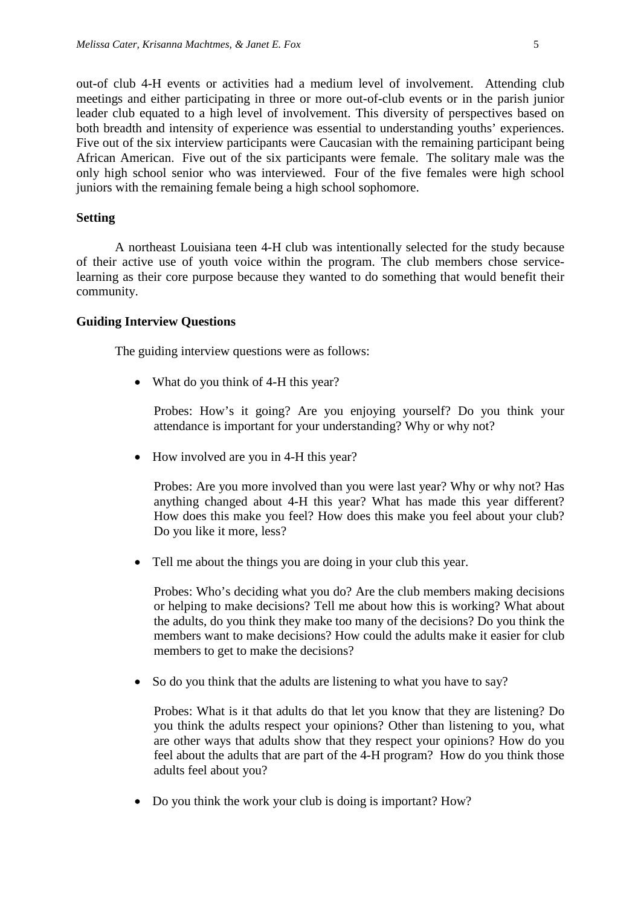out-of club 4-H events or activities had a medium level of involvement. Attending club meetings and either participating in three or more out-of-club events or in the parish junior leader club equated to a high level of involvement. This diversity of perspectives based on both breadth and intensity of experience was essential to understanding youths' experiences. Five out of the six interview participants were Caucasian with the remaining participant being African American. Five out of the six participants were female. The solitary male was the only high school senior who was interviewed. Four of the five females were high school juniors with the remaining female being a high school sophomore.

## Setting

A northeast Louisiana teen 4-H club was intentionally selected for the study because of their active use of youth voice within the program. The club members chose service-learning as their core purpose because they wanted to do something that would benefit their community.

## Guiding Interview Questions

The guiding interview questions were as follows:

- What do you think of 4-H this year?

  Probes: How's it going? Are you enjoying yourself? Do you think your attendance is important for your understanding? Why or why not?

- How involved are you in 4-H this year?

  Probes: Are you more involved than you were last year? Why or why not? Has anything changed about 4-H this year? What has made this year different? How does this make you feel? How does this make you feel about your club? Do you like it more, less?

- Tell me about the things you are doing in your club this year.

  Probes: Who's deciding what you do? Are the club members making decisions or helping to make decisions? Tell me about how this is working? What about the adults, do you think they make too many of the decisions? Do you think the members want to make decisions? How could the adults make it easier for club members to get to make the decisions?

- So do you think that the adults are listening to what you have to say?

  Probes: What is it that adults do that let you know that they are listening? Do you think the adults respect your opinions? Other than listening to you, what are other ways that adults show that they respect your opinions? How do you feel about the adults that are part of the 4-H program? How do you think those adults feel about you?

- Do you think the work your club is doing is important? How?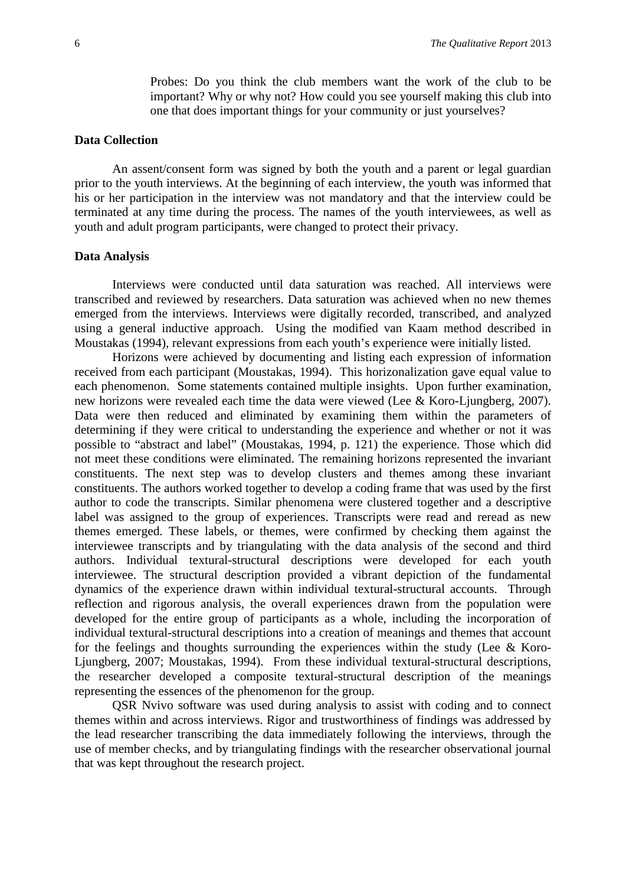> Probes: Do you think the club members want the work of the club to be important? Why or why not? How could you see yourself making this club into one that does important things for your community or just yourselves?

### Data Collection

An assent/consent form was signed by both the youth and a parent or legal guardian prior to the youth interviews. At the beginning of each interview, the youth was informed that his or her participation in the interview was not mandatory and that the interview could be terminated at any time during the process. The names of the youth interviewees, as well as youth and adult program participants, were changed to protect their privacy.

### Data Analysis

Interviews were conducted until data saturation was reached. All interviews were transcribed and reviewed by researchers. Data saturation was achieved when no new themes emerged from the interviews. Interviews were digitally recorded, transcribed, and analyzed using a general inductive approach. Using the modified van Kaam method described in Moustakas (1994), relevant expressions from each youth's experience were initially listed.

Horizons were achieved by documenting and listing each expression of information received from each participant (Moustakas, 1994). This horizonalization gave equal value to each phenomenon. Some statements contained multiple insights. Upon further examination, new horizons were revealed each time the data were viewed (Lee & Koro-Ljungberg, 2007). Data were then reduced and eliminated by examining them within the parameters of determining if they were critical to understanding the experience and whether or not it was possible to "abstract and label" (Moustakas, 1994, p. 121) the experience. Those which did not meet these conditions were eliminated. The remaining horizons represented the invariant constituents. The next step was to develop clusters and themes among these invariant constituents. The authors worked together to develop a coding frame that was used by the first author to code the transcripts. Similar phenomena were clustered together and a descriptive label was assigned to the group of experiences. Transcripts were read and reread as new themes emerged. These labels, or themes, were confirmed by checking them against the interviewee transcripts and by triangulating with the data analysis of the second and third authors. Individual textural-structural descriptions were developed for each youth interviewee. The structural description provided a vibrant depiction of the fundamental dynamics of the experience drawn within individual textural-structural accounts. Through reflection and rigorous analysis, the overall experiences drawn from the population were developed for the entire group of participants as a whole, including the incorporation of individual textural-structural descriptions into a creation of meanings and themes that account for the feelings and thoughts surrounding the experiences within the study (Lee & Koro-Ljungberg, 2007; Moustakas, 1994). From these individual textural-structural descriptions, the researcher developed a composite textural-structural description of the meanings representing the essences of the phenomenon for the group.

QSR Nvivo software was used during analysis to assist with coding and to connect themes within and across interviews. Rigor and trustworthiness of findings was addressed by the lead researcher transcribing the data immediately following the interviews, through the use of member checks, and by triangulating findings with the researcher observational journal that was kept throughout the research project.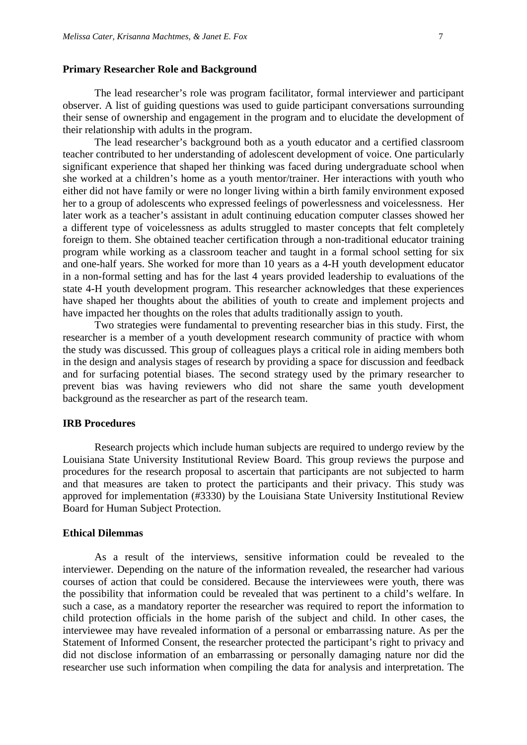### Primary Researcher Role and Background

The lead researcher's role was program facilitator, formal interviewer and participant observer. A list of guiding questions was used to guide participant conversations surrounding their sense of ownership and engagement in the program and to elucidate the development of their relationship with adults in the program.

The lead researcher's background both as a youth educator and a certified classroom teacher contributed to her understanding of adolescent development of voice. One particularly significant experience that shaped her thinking was faced during undergraduate school when she worked at a children's home as a youth mentor/trainer. Her interactions with youth who either did not have family or were no longer living within a birth family environment exposed her to a group of adolescents who expressed feelings of powerlessness and voicelessness. Her later work as a teacher's assistant in adult continuing education computer classes showed her a different type of voicelessness as adults struggled to master concepts that felt completely foreign to them. She obtained teacher certification through a non-traditional educator training program while working as a classroom teacher and taught in a formal school setting for six and one-half years. She worked for more than 10 years as a 4-H youth development educator in a non-formal setting and has for the last 4 years provided leadership to evaluations of the state 4-H youth development program. This researcher acknowledges that these experiences have shaped her thoughts about the abilities of youth to create and implement projects and have impacted her thoughts on the roles that adults traditionally assign to youth.

Two strategies were fundamental to preventing researcher bias in this study. First, the researcher is a member of a youth development research community of practice with whom the study was discussed. This group of colleagues plays a critical role in aiding members both in the design and analysis stages of research by providing a space for discussion and feedback and for surfacing potential biases. The second strategy used by the primary researcher to prevent bias was having reviewers who did not share the same youth development background as the researcher as part of the research team.

### IRB Procedures

Research projects which include human subjects are required to undergo review by the Louisiana State University Institutional Review Board. This group reviews the purpose and procedures for the research proposal to ascertain that participants are not subjected to harm and that measures are taken to protect the participants and their privacy. This study was approved for implementation (#3330) by the Louisiana State University Institutional Review Board for Human Subject Protection.

### Ethical Dilemmas

As a result of the interviews, sensitive information could be revealed to the interviewer. Depending on the nature of the information revealed, the researcher had various courses of action that could be considered. Because the interviewees were youth, there was the possibility that information could be revealed that was pertinent to a child's welfare. In such a case, as a mandatory reporter the researcher was required to report the information to child protection officials in the home parish of the subject and child. In other cases, the interviewee may have revealed information of a personal or embarrassing nature. As per the Statement of Informed Consent, the researcher protected the participant's right to privacy and did not disclose information of an embarrassing or personally damaging nature nor did the researcher use such information when compiling the data for analysis and interpretation. The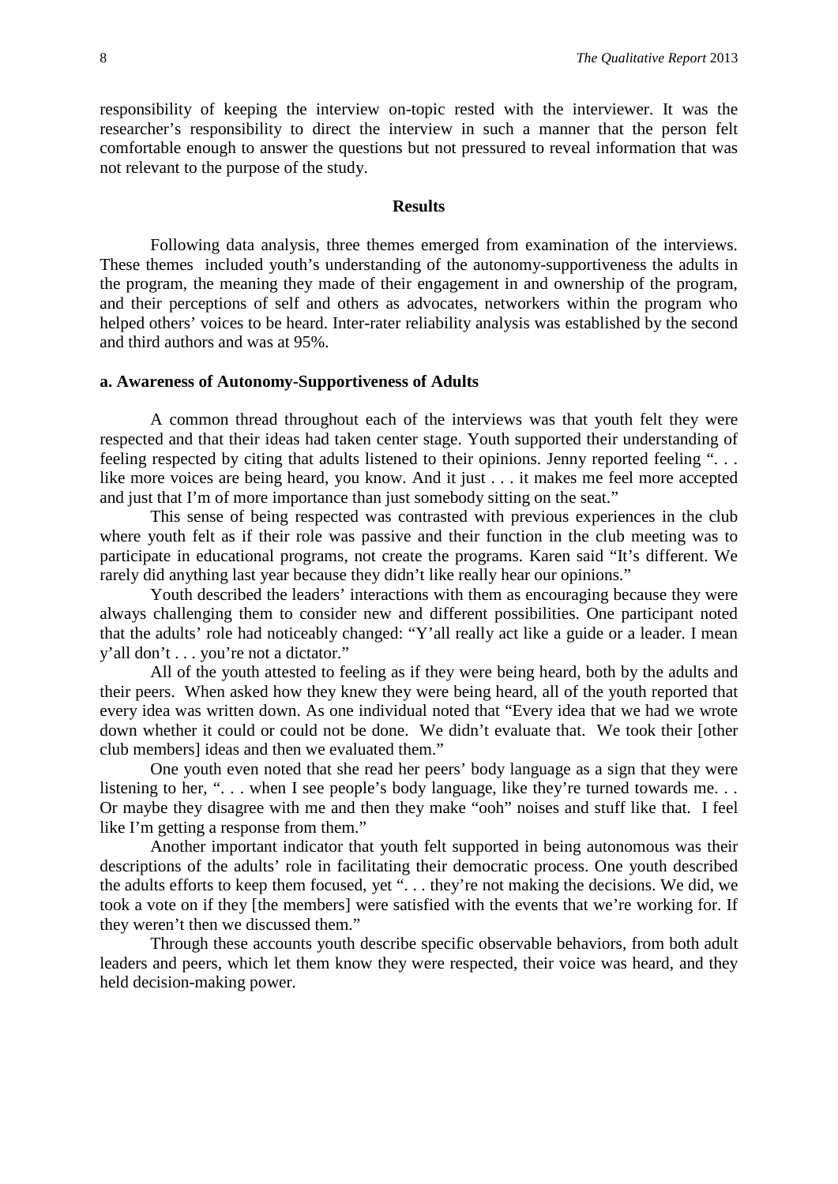responsibility of keeping the interview on-topic rested with the interviewer. It was the researcher's responsibility to direct the interview in such a manner that the person felt comfortable enough to answer the questions but not pressured to reveal information that was not relevant to the purpose of the study.

## Results

Following data analysis, three themes emerged from examination of the interviews. These themes included youth's understanding of the autonomy-supportiveness the adults in the program, the meaning they made of their engagement in and ownership of the program, and their perceptions of self and others as advocates, networkers within the program who helped others' voices to be heard. Inter-rater reliability analysis was established by the second and third authors and was at 95%.

### a. Awareness of Autonomy-Supportiveness of Adults

A common thread throughout each of the interviews was that youth felt they were respected and that their ideas had taken center stage. Youth supported their understanding of feeling respected by citing that adults listened to their opinions. Jenny reported feeling ". . . like more voices are being heard, you know. And it just . . . it makes me feel more accepted and just that I'm of more importance than just somebody sitting on the seat."

This sense of being respected was contrasted with previous experiences in the club where youth felt as if their role was passive and their function in the club meeting was to participate in educational programs, not create the programs. Karen said "It's different. We rarely did anything last year because they didn't like really hear our opinions."

Youth described the leaders' interactions with them as encouraging because they were always challenging them to consider new and different possibilities. One participant noted that the adults' role had noticeably changed: "Y'all really act like a guide or a leader. I mean y'all don't . . . you're not a dictator."

All of the youth attested to feeling as if they were being heard, both by the adults and their peers. When asked how they knew they were being heard, all of the youth reported that every idea was written down. As one individual noted that "Every idea that we had we wrote down whether it could or could not be done. We didn't evaluate that. We took their [other club members] ideas and then we evaluated them."

One youth even noted that she read her peers' body language as a sign that they were listening to her, ". . . when I see people's body language, like they're turned towards me. . . Or maybe they disagree with me and then they make "ooh" noises and stuff like that. I feel like I'm getting a response from them."

Another important indicator that youth felt supported in being autonomous was their descriptions of the adults' role in facilitating their democratic process. One youth described the adults efforts to keep them focused, yet ". . . they're not making the decisions. We did, we took a vote on if they [the members] were satisfied with the events that we're working for. If they weren't then we discussed them."

Through these accounts youth describe specific observable behaviors, from both adult leaders and peers, which let them know they were respected, their voice was heard, and they held decision-making power.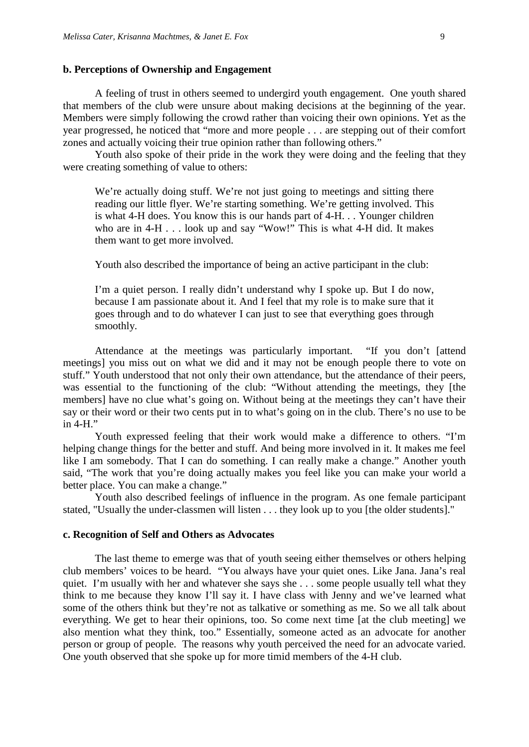### b. Perceptions of Ownership and Engagement

A feeling of trust in others seemed to undergird youth engagement. One youth shared that members of the club were unsure about making decisions at the beginning of the year. Members were simply following the crowd rather than voicing their own opinions. Yet as the year progressed, he noticed that "more and more people . . . are stepping out of their comfort zones and actually voicing their true opinion rather than following others."

Youth also spoke of their pride in the work they were doing and the feeling that they were creating something of value to others:

> We're actually doing stuff. We're not just going to meetings and sitting there reading our little flyer. We're starting something. We're getting involved. This is what 4-H does. You know this is our hands part of 4-H. . . Younger children who are in 4-H . . . look up and say "Wow!" This is what 4-H did. It makes them want to get more involved.
>
> Youth also described the importance of being an active participant in the club:
>
> I'm a quiet person. I really didn't understand why I spoke up. But I do now, because I am passionate about it. And I feel that my role is to make sure that it goes through and to do whatever I can just to see that everything goes through smoothly.

Attendance at the meetings was particularly important. "If you don't [attend meetings] you miss out on what we did and it may not be enough people there to vote on stuff." Youth understood that not only their own attendance, but the attendance of their peers, was essential to the functioning of the club: "Without attending the meetings, they [the members] have no clue what's going on. Without being at the meetings they can't have their say or their word or their two cents put in to what's going on in the club. There's no use to be in 4-H."

Youth expressed feeling that their work would make a difference to others. "I'm helping change things for the better and stuff. And being more involved in it. It makes me feel like I am somebody. That I can do something. I can really make a change." Another youth said, "The work that you're doing actually makes you feel like you can make your world a better place. You can make a change."

Youth also described feelings of influence in the program. As one female participant stated, "Usually the under-classmen will listen . . . they look up to you [the older students]."

### c. Recognition of Self and Others as Advocates

The last theme to emerge was that of youth seeing either themselves or others helping club members' voices to be heard. "You always have your quiet ones. Like Jana. Jana's real quiet. I'm usually with her and whatever she says she . . . some people usually tell what they think to me because they know I'll say it. I have class with Jenny and we've learned what some of the others think but they're not as talkative or something as me. So we all talk about everything. We get to hear their opinions, too. So come next time [at the club meeting] we also mention what they think, too." Essentially, someone acted as an advocate for another person or group of people. The reasons why youth perceived the need for an advocate varied. One youth observed that she spoke up for more timid members of the 4-H club.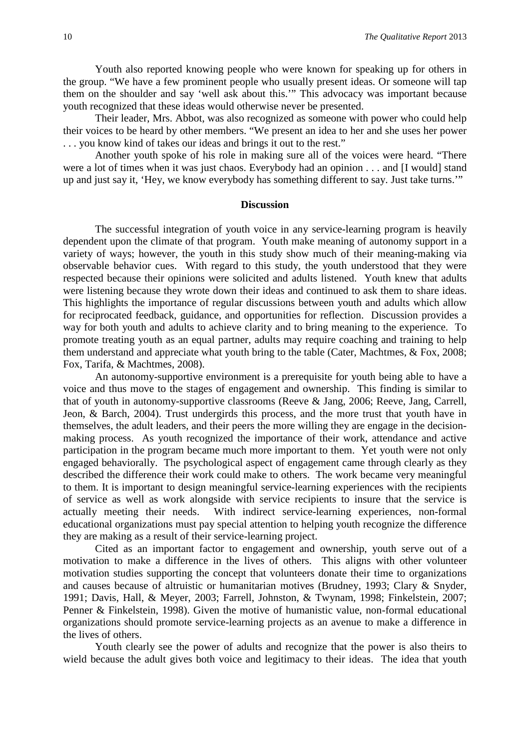Youth also reported knowing people who were known for speaking up for others in the group. "We have a few prominent people who usually present ideas. Or someone will tap them on the shoulder and say 'well ask about this.'" This advocacy was important because youth recognized that these ideas would otherwise never be presented.

Their leader, Mrs. Abbot, was also recognized as someone with power who could help their voices to be heard by other members. "We present an idea to her and she uses her power . . . you know kind of takes our ideas and brings it out to the rest."

Another youth spoke of his role in making sure all of the voices were heard. "There were a lot of times when it was just chaos. Everybody had an opinion . . . and [I would] stand up and just say it, 'Hey, we know everybody has something different to say. Just take turns.'"

## Discussion

The successful integration of youth voice in any service-learning program is heavily dependent upon the climate of that program. Youth make meaning of autonomy support in a variety of ways; however, the youth in this study show much of their meaning-making via observable behavior cues. With regard to this study, the youth understood that they were respected because their opinions were solicited and adults listened. Youth knew that adults were listening because they wrote down their ideas and continued to ask them to share ideas. This highlights the importance of regular discussions between youth and adults which allow for reciprocated feedback, guidance, and opportunities for reflection. Discussion provides a way for both youth and adults to achieve clarity and to bring meaning to the experience. To promote treating youth as an equal partner, adults may require coaching and training to help them understand and appreciate what youth bring to the table (Cater, Machtmes, & Fox, 2008; Fox, Tarifa, & Machtmes, 2008).

An autonomy-supportive environment is a prerequisite for youth being able to have a voice and thus move to the stages of engagement and ownership. This finding is similar to that of youth in autonomy-supportive classrooms (Reeve & Jang, 2006; Reeve, Jang, Carrell, Jeon, & Barch, 2004). Trust undergirds this process, and the more trust that youth have in themselves, the adult leaders, and their peers the more willing they are engage in the decision-making process. As youth recognized the importance of their work, attendance and active participation in the program became much more important to them. Yet youth were not only engaged behaviorally. The psychological aspect of engagement came through clearly as they described the difference their work could make to others. The work became very meaningful to them. It is important to design meaningful service-learning experiences with the recipients of service as well as work alongside with service recipients to insure that the service is actually meeting their needs. With indirect service-learning experiences, non-formal educational organizations must pay special attention to helping youth recognize the difference they are making as a result of their service-learning project.

Cited as an important factor to engagement and ownership, youth serve out of a motivation to make a difference in the lives of others. This aligns with other volunteer motivation studies supporting the concept that volunteers donate their time to organizations and causes because of altruistic or humanitarian motives (Brudney, 1993; Clary & Snyder, 1991; Davis, Hall, & Meyer, 2003; Farrell, Johnston, & Twynam, 1998; Finkelstein, 2007; Penner & Finkelstein, 1998). Given the motive of humanistic value, non-formal educational organizations should promote service-learning projects as an avenue to make a difference in the lives of others.

Youth clearly see the power of adults and recognize that the power is also theirs to wield because the adult gives both voice and legitimacy to their ideas. The idea that youth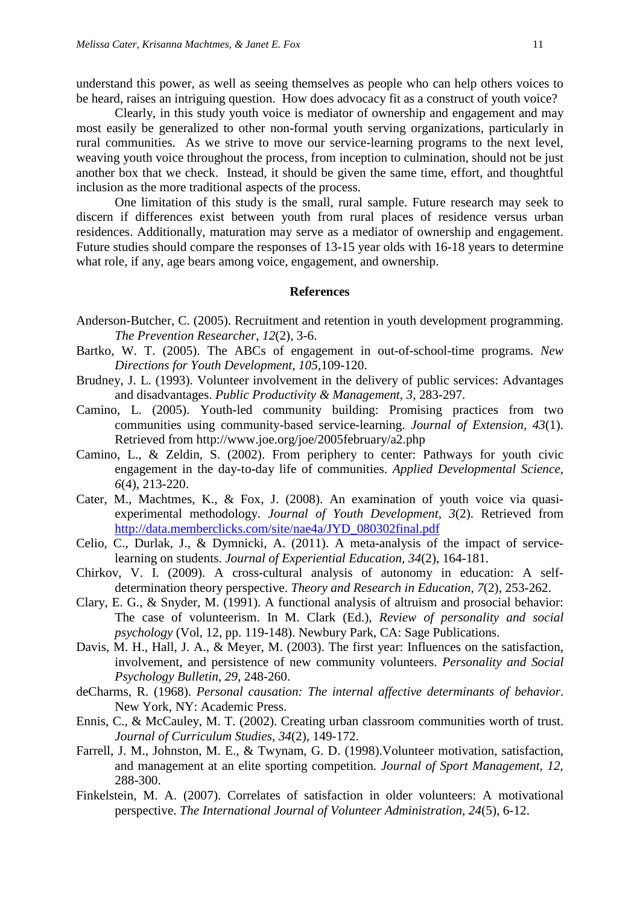understand this power, as well as seeing themselves as people who can help others voices to be heard, raises an intriguing question. How does advocacy fit as a construct of youth voice?

Clearly, in this study youth voice is mediator of ownership and engagement and may most easily be generalized to other non-formal youth serving organizations, particularly in rural communities. As we strive to move our service-learning programs to the next level, weaving youth voice throughout the process, from inception to culmination, should not be just another box that we check. Instead, it should be given the same time, effort, and thoughtful inclusion as the more traditional aspects of the process.

One limitation of this study is the small, rural sample. Future research may seek to discern if differences exist between youth from rural places of residence versus urban residences. Additionally, maturation may serve as a mediator of ownership and engagement. Future studies should compare the responses of 13-15 year olds with 16-18 years to determine what role, if any, age bears among voice, engagement, and ownership.

## References

Anderson-Butcher, C. (2005). Recruitment and retention in youth development programming. *The Prevention Researcher, 12*(2), 3-6.

Bartko, W. T. (2005). The ABCs of engagement in out-of-school-time programs. *New Directions for Youth Development, 105*,109-120.

Brudney, J. L. (1993). Volunteer involvement in the delivery of public services: Advantages and disadvantages. *Public Productivity & Management, 3*, 283-297.

Camino, L. (2005). Youth-led community building: Promising practices from two communities using community-based service-learning. *Journal of Extension, 43*(1). Retrieved from http://www.joe.org/joe/2005february/a2.php

Camino, L., & Zeldin, S. (2002). From periphery to center: Pathways for youth civic engagement in the day-to-day life of communities. *Applied Developmental Science, 6*(4), 213-220.

Cater, M., Machtmes, K., & Fox, J. (2008). An examination of youth voice via quasi-experimental methodology. *Journal of Youth Development, 3*(2). Retrieved from http://data.memberclicks.com/site/nae4a/JYD_080302final.pdf

Celio, C., Durlak, J., & Dymnicki, A. (2011). A meta-analysis of the impact of service-learning on students. *Journal of Experiential Education, 34*(2), 164-181.

Chirkov, V. I. (2009). A cross-cultural analysis of autonomy in education: A self-determination theory perspective. *Theory and Research in Education, 7*(2), 253-262.

Clary, E. G., & Snyder, M. (1991). A functional analysis of altruism and prosocial behavior: The case of volunteerism. In M. Clark (Ed.), *Review of personality and social psychology* (Vol, 12, pp. 119-148). Newbury Park, CA: Sage Publications.

Davis, M. H., Hall, J. A., & Meyer, M. (2003). The first year: Influences on the satisfaction, involvement, and persistence of new community volunteers. *Personality and Social Psychology Bulletin, 29*, 248-260.

deCharms, R. (1968). *Personal causation: The internal affective determinants of behavior*. New York, NY: Academic Press.

Ennis, C., & McCauley, M. T. (2002). Creating urban classroom communities worth of trust. *Journal of Curriculum Studies, 34*(2), 149-172.

Farrell, J. M., Johnston, M. E., & Twynam, G. D. (1998).Volunteer motivation, satisfaction, and management at an elite sporting competition. *Journal of Sport Management, 12*, 288-300.

Finkelstein, M. A. (2007). Correlates of satisfaction in older volunteers: A motivational perspective. *The International Journal of Volunteer Administration, 24*(5), 6-12.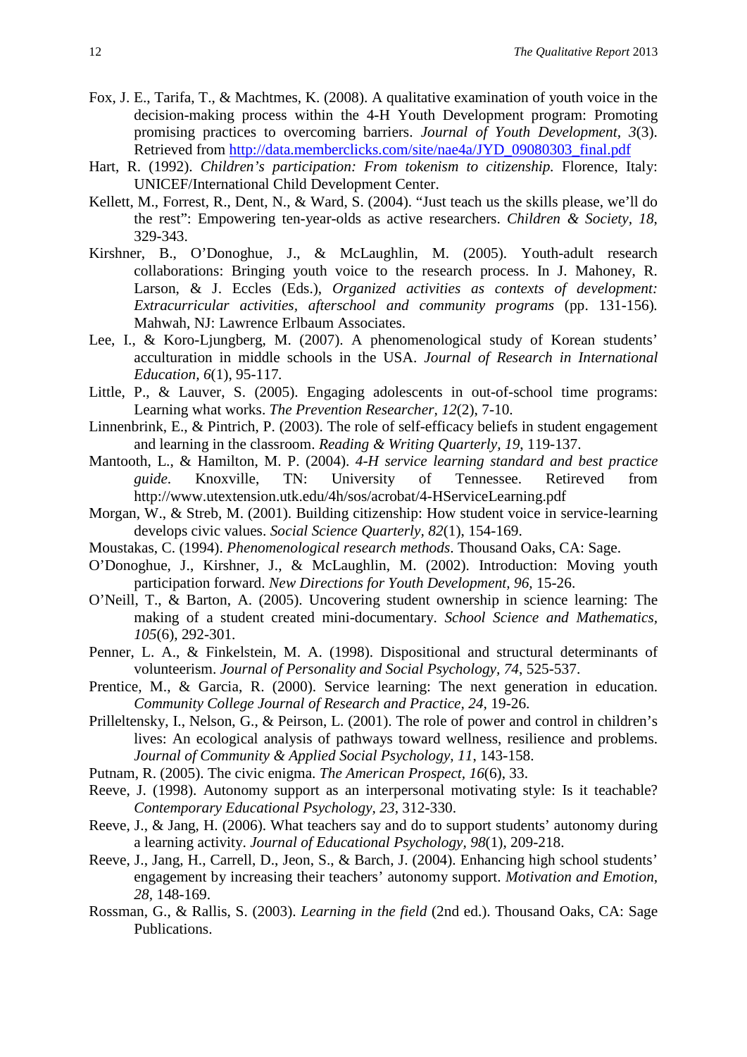Fox, J. E., Tarifa, T., & Machtmes, K. (2008). A qualitative examination of youth voice in the decision-making process within the 4-H Youth Development program: Promoting promising practices to overcoming barriers. *Journal of Youth Development*, *3*(3). Retrieved from http://data.memberclicks.com/site/nae4a/JYD_09080303_final.pdf

Hart, R. (1992). *Children's participation: From tokenism to citizenship.* Florence, Italy: UNICEF/International Child Development Center.

Kellett, M., Forrest, R., Dent, N., & Ward, S. (2004). "Just teach us the skills please, we'll do the rest": Empowering ten-year-olds as active researchers. *Children & Society*, *18*, 329-343.

Kirshner, B., O'Donoghue, J., & McLaughlin, M. (2005). Youth-adult research collaborations: Bringing youth voice to the research process. In J. Mahoney, R. Larson, & J. Eccles (Eds.), *Organized activities as contexts of development: Extracurricular activities, afterschool and community programs* (pp. 131-156)*.* Mahwah, NJ: Lawrence Erlbaum Associates.

Lee, I., & Koro-Ljungberg, M. (2007). A phenomenological study of Korean students' acculturation in middle schools in the USA. *Journal of Research in International Education, 6*(1), 95-117.

Little, P., & Lauver, S. (2005). Engaging adolescents in out-of-school time programs: Learning what works. *The Prevention Researcher*, *12*(2), 7-10.

Linnenbrink, E., & Pintrich, P. (2003). The role of self-efficacy beliefs in student engagement and learning in the classroom. *Reading & Writing Quarterly*, *19*, 119-137.

Mantooth, L., & Hamilton, M. P. (2004). *4-H service learning standard and best practice guide*. Knoxville, TN: University of Tennessee. Retrieved from http://www.utextension.utk.edu/4h/sos/acrobat/4-HServiceLearning.pdf

Morgan, W., & Streb, M. (2001). Building citizenship: How student voice in service-learning develops civic values. *Social Science Quarterly*, *82*(1), 154-169.

Moustakas, C. (1994). *Phenomenological research methods*. Thousand Oaks, CA: Sage.

O'Donoghue, J., Kirshner, J., & McLaughlin, M. (2002). Introduction: Moving youth participation forward. *New Directions for Youth Development, 96*, 15-26.

O'Neill, T., & Barton, A. (2005). Uncovering student ownership in science learning: The making of a student created mini-documentary. *School Science and Mathematics, 105*(6), 292-301.

Penner, L. A., & Finkelstein, M. A. (1998). Dispositional and structural determinants of volunteerism. *Journal of Personality and Social Psychology, 74*, 525-537.

Prentice, M., & Garcia, R. (2000). Service learning: The next generation in education. *Community College Journal of Research and Practice, 24*, 19-26.

Prilleltensky, I., Nelson, G., & Peirson, L. (2001). The role of power and control in children's lives: An ecological analysis of pathways toward wellness, resilience and problems. *Journal of Community & Applied Social Psychology*, *11*, 143-158.

Putnam, R. (2005). The civic enigma. *The American Prospect, 16*(6), 33.

Reeve, J. (1998). Autonomy support as an interpersonal motivating style: Is it teachable? *Contemporary Educational Psychology*, *23*, 312-330.

Reeve, J., & Jang, H. (2006). What teachers say and do to support students' autonomy during a learning activity. *Journal of Educational Psychology*, *98*(1), 209-218.

Reeve, J., Jang, H., Carrell, D., Jeon, S., & Barch, J. (2004). Enhancing high school students' engagement by increasing their teachers' autonomy support. *Motivation and Emotion, 28*, 148-169.

Rossman, G., & Rallis, S. (2003). *Learning in the field* (2nd ed.). Thousand Oaks, CA: Sage Publications.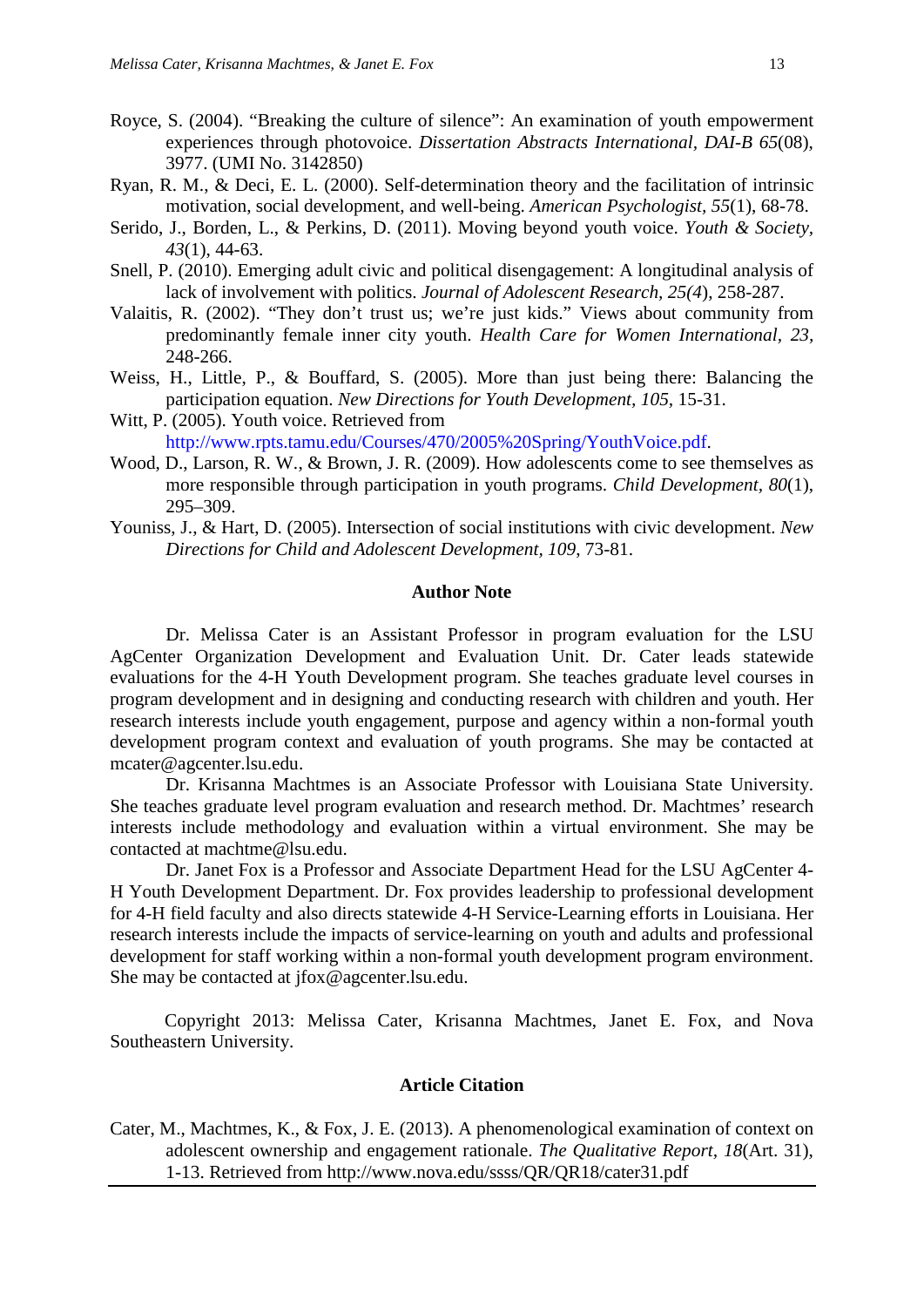Royce, S. (2004). "Breaking the culture of silence": An examination of youth empowerment experiences through photovoice. *Dissertation Abstracts International, DAI-B 65*(08), 3977. (UMI No. 3142850)

Ryan, R. M., & Deci, E. L. (2000). Self-determination theory and the facilitation of intrinsic motivation, social development, and well-being. *American Psychologist, 55*(1), 68-78.

Serido, J., Borden, L., & Perkins, D. (2011). Moving beyond youth voice. *Youth & Society, 43*(1), 44-63.

Snell, P. (2010). Emerging adult civic and political disengagement: A longitudinal analysis of lack of involvement with politics. *Journal of Adolescent Research, 25(4*), 258-287.

Valaitis, R. (2002). "They don't trust us; we're just kids." Views about community from predominantly female inner city youth. *Health Care for Women International, 23*, 248-266.

Weiss, H., Little, P., & Bouffard, S. (2005). More than just being there: Balancing the participation equation. *New Directions for Youth Development, 105,* 15-31.

Witt, P. (2005). Youth voice. Retrieved from http://www.rpts.tamu.edu/Courses/470/2005%20Spring/YouthVoice.pdf.

Wood, D., Larson, R. W., & Brown, J. R. (2009). How adolescents come to see themselves as more responsible through participation in youth programs. *Child Development, 80*(1), 295–309.

Youniss, J., & Hart, D. (2005). Intersection of social institutions with civic development. *New Directions for Child and Adolescent Development, 109*, 73-81.

## Author Note

Dr. Melissa Cater is an Assistant Professor in program evaluation for the LSU AgCenter Organization Development and Evaluation Unit. Dr. Cater leads statewide evaluations for the 4-H Youth Development program. She teaches graduate level courses in program development and in designing and conducting research with children and youth. Her research interests include youth engagement, purpose and agency within a non-formal youth development program context and evaluation of youth programs. She may be contacted at mcater@agcenter.lsu.edu.

Dr. Krisanna Machtmes is an Associate Professor with Louisiana State University. She teaches graduate level program evaluation and research method. Dr. Machtmes' research interests include methodology and evaluation within a virtual environment. She may be contacted at machtme@lsu.edu.

Dr. Janet Fox is a Professor and Associate Department Head for the LSU AgCenter 4-H Youth Development Department. Dr. Fox provides leadership to professional development for 4-H field faculty and also directs statewide 4-H Service-Learning efforts in Louisiana. Her research interests include the impacts of service-learning on youth and adults and professional development for staff working within a non-formal youth development program environment. She may be contacted at jfox@agcenter.lsu.edu.

Copyright 2013: Melissa Cater, Krisanna Machtmes, Janet E. Fox, and Nova Southeastern University.

## Article Citation

Cater, M., Machtmes, K., & Fox, J. E. (2013). A phenomenological examination of context on adolescent ownership and engagement rationale. *The Qualitative Report, 18*(Art. 31), 1-13. Retrieved from http://www.nova.edu/ssss/QR/QR18/cater31.pdf